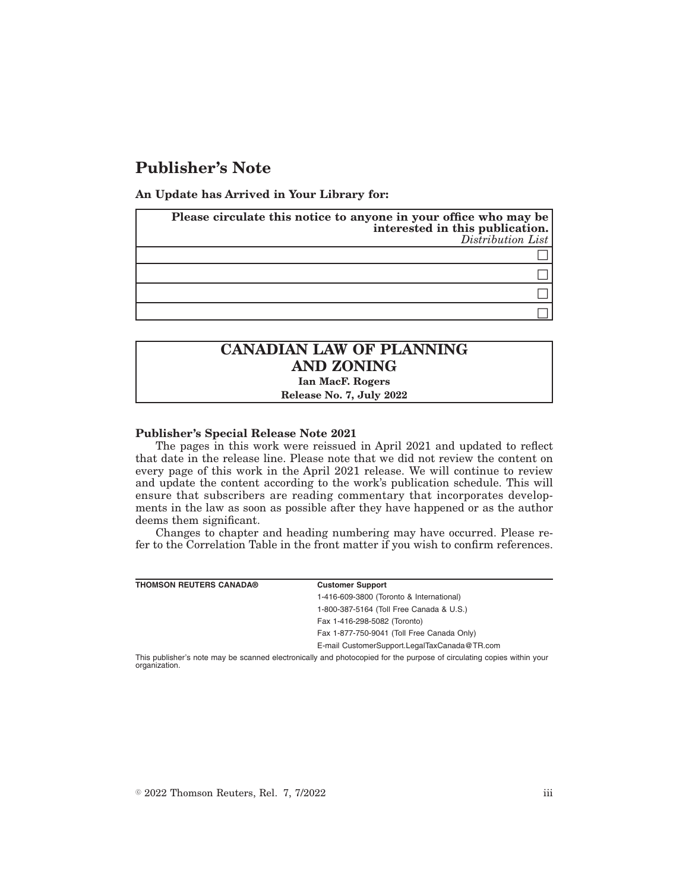# Publisher's Note

**An Update has Arrived in Your Library for:**

| **Please circulate this notice to anyone in your office who may be interested in this publication.** *Distribution List* |
|---|
| ☐ |
| ☐ |
| ☐ |
| ☐ |

## CANADIAN LAW OF PLANNING AND ZONING

**Ian MacF. Rogers**

**Release No. 7, July 2022**

**Publisher's Special Release Note 2021**

The pages in this work were reissued in April 2021 and updated to reflect that date in the release line. Please note that we did not review the content on every page of this work in the April 2021 release. We will continue to review and update the content according to the work's publication schedule. This will ensure that subscribers are reading commentary that incorporates developments in the law as soon as possible after they have happened or as the author deems them significant.

Changes to chapter and heading numbering may have occurred. Please refer to the Correlation Table in the front matter if you wish to confirm references.

| **THOMSON REUTERS CANADA®** | **Customer Support** |
|---|---|
| | 1-416-609-3800 (Toronto & International) |
| | 1-800-387-5164 (Toll Free Canada & U.S.) |
| | Fax 1-416-298-5082 (Toronto) |
| | Fax 1-877-750-9041 (Toll Free Canada Only) |
| | E-mail CustomerSupport.LegalTaxCanada@TR.com |

This publisher's note may be scanned electronically and photocopied for the purpose of circulating copies within your organization.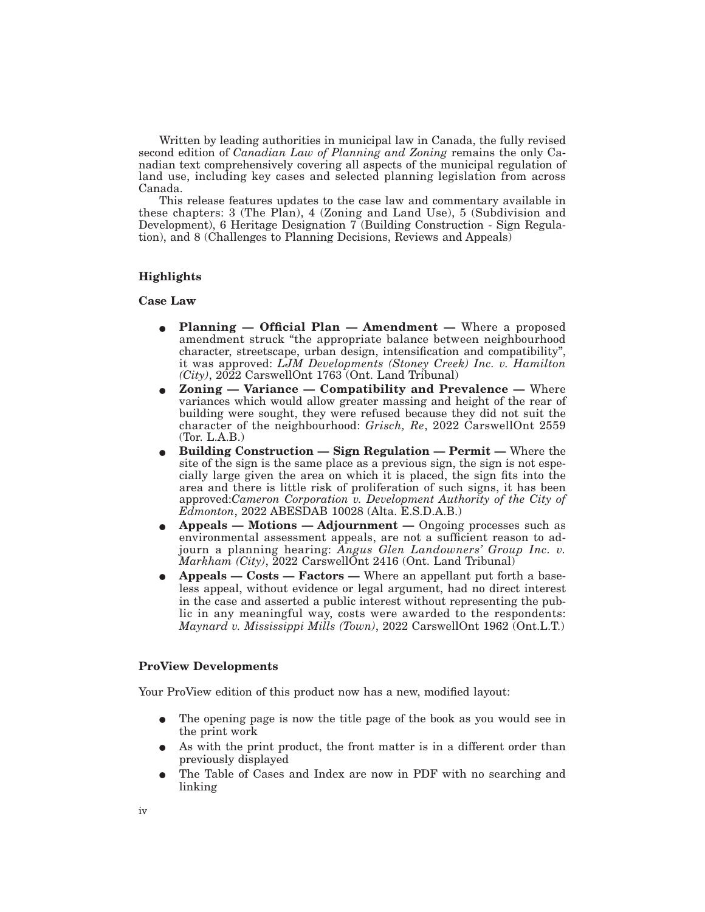Written by leading authorities in municipal law in Canada, the fully revised second edition of *Canadian Law of Planning and Zoning* remains the only Canadian text comprehensively covering all aspects of the municipal regulation of land use, including key cases and selected planning legislation from across Canada.

This release features updates to the case law and commentary available in these chapters: 3 (The Plan), 4 (Zoning and Land Use), 5 (Subdivision and Development), 6 Heritage Designation 7 (Building Construction - Sign Regulation), and 8 (Challenges to Planning Decisions, Reviews and Appeals)

**Highlights**

**Case Law**

- **Planning — Official Plan — Amendment —** Where a proposed amendment struck "the appropriate balance between neighbourhood character, streetscape, urban design, intensification and compatibility", it was approved: *LJM Developments (Stoney Creek) Inc. v. Hamilton (City)*, 2022 CarswellOnt 1763 (Ont. Land Tribunal)
- **Zoning — Variance — Compatibility and Prevalence —** Where variances which would allow greater massing and height of the rear of building were sought, they were refused because they did not suit the character of the neighbourhood: *Grisch, Re*, 2022 CarswellOnt 2559 (Tor. L.A.B.)
- **Building Construction — Sign Regulation — Permit —** Where the site of the sign is the same place as a previous sign, the sign is not especially large given the area on which it is placed, the sign fits into the area and there is little risk of proliferation of such signs, it has been approved:*Cameron Corporation v. Development Authority of the City of Edmonton*, 2022 ABESDAB 10028 (Alta. E.S.D.A.B.)
- **Appeals — Motions — Adjournment —** Ongoing processes such as environmental assessment appeals, are not a sufficient reason to adjourn a planning hearing: *Angus Glen Landowners' Group Inc. v. Markham (City)*, 2022 CarswellOnt 2416 (Ont. Land Tribunal)
- **Appeals — Costs — Factors —** Where an appellant put forth a baseless appeal, without evidence or legal argument, had no direct interest in the case and asserted a public interest without representing the public in any meaningful way, costs were awarded to the respondents: *Maynard v. Mississippi Mills (Town)*, 2022 CarswellOnt 1962 (Ont.L.T.)

**ProView Developments**

Your ProView edition of this product now has a new, modified layout:

- The opening page is now the title page of the book as you would see in the print work
- As with the print product, the front matter is in a different order than previously displayed
- The Table of Cases and Index are now in PDF with no searching and linking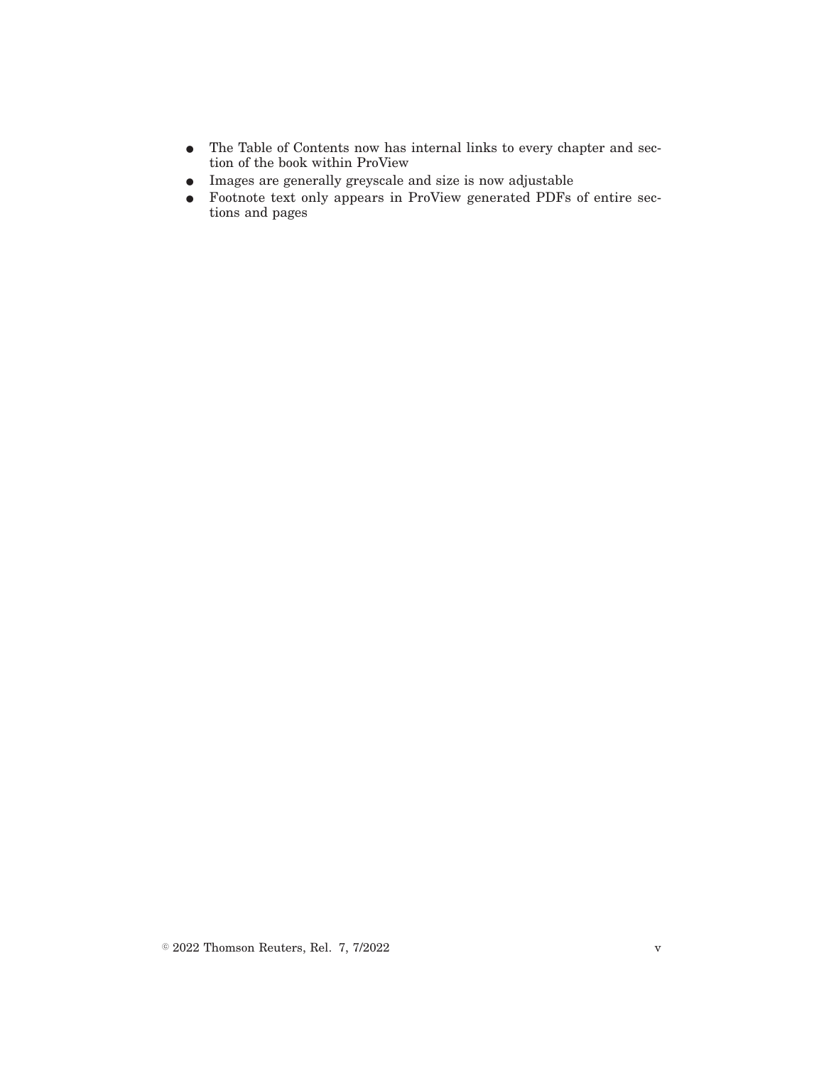- The Table of Contents now has internal links to every chapter and section of the book within ProView
- Images are generally greyscale and size is now adjustable
- Footnote text only appears in ProView generated PDFs of entire sections and pages